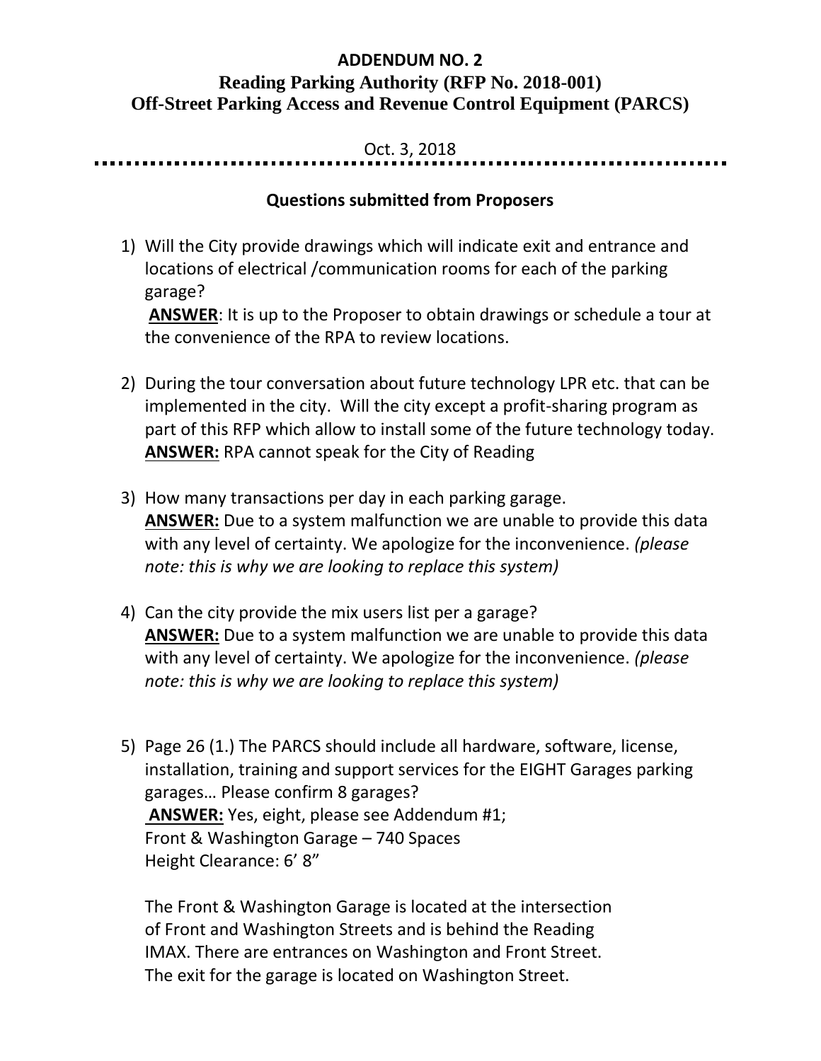# ADDENDUM NO. 2

## Reading Parking Authority (RFP No. 2018-001)
## Off-Street Parking Access and Revenue Control Equipment (PARCS)

Oct. 3, 2018

### Questions submitted from Proposers

1) Will the City provide drawings which will indicate exit and entrance and locations of electrical /communication rooms for each of the parking garage?
   **ANSWER**: It is up to the Proposer to obtain drawings or schedule a tour at the convenience of the RPA to review locations.

2) During the tour conversation about future technology LPR etc. that can be implemented in the city. Will the city except a profit-sharing program as part of this RFP which allow to install some of the future technology today.
   **ANSWER:** RPA cannot speak for the City of Reading

3) How many transactions per day in each parking garage.
   **ANSWER:** Due to a system malfunction we are unable to provide this data with any level of certainty. We apologize for the inconvenience. *(please note: this is why we are looking to replace this system)*

4) Can the city provide the mix users list per a garage?
   **ANSWER:** Due to a system malfunction we are unable to provide this data with any level of certainty. We apologize for the inconvenience. *(please note: this is why we are looking to replace this system)*

5) Page 26 (1.) The PARCS should include all hardware, software, license, installation, training and support services for the EIGHT Garages parking garages… Please confirm 8 garages?
   **ANSWER:** Yes, eight, please see Addendum #1;
   Front & Washington Garage – 740 Spaces
   Height Clearance: 6' 8"

   The Front & Washington Garage is located at the intersection of Front and Washington Streets and is behind the Reading IMAX. There are entrances on Washington and Front Street. The exit for the garage is located on Washington Street.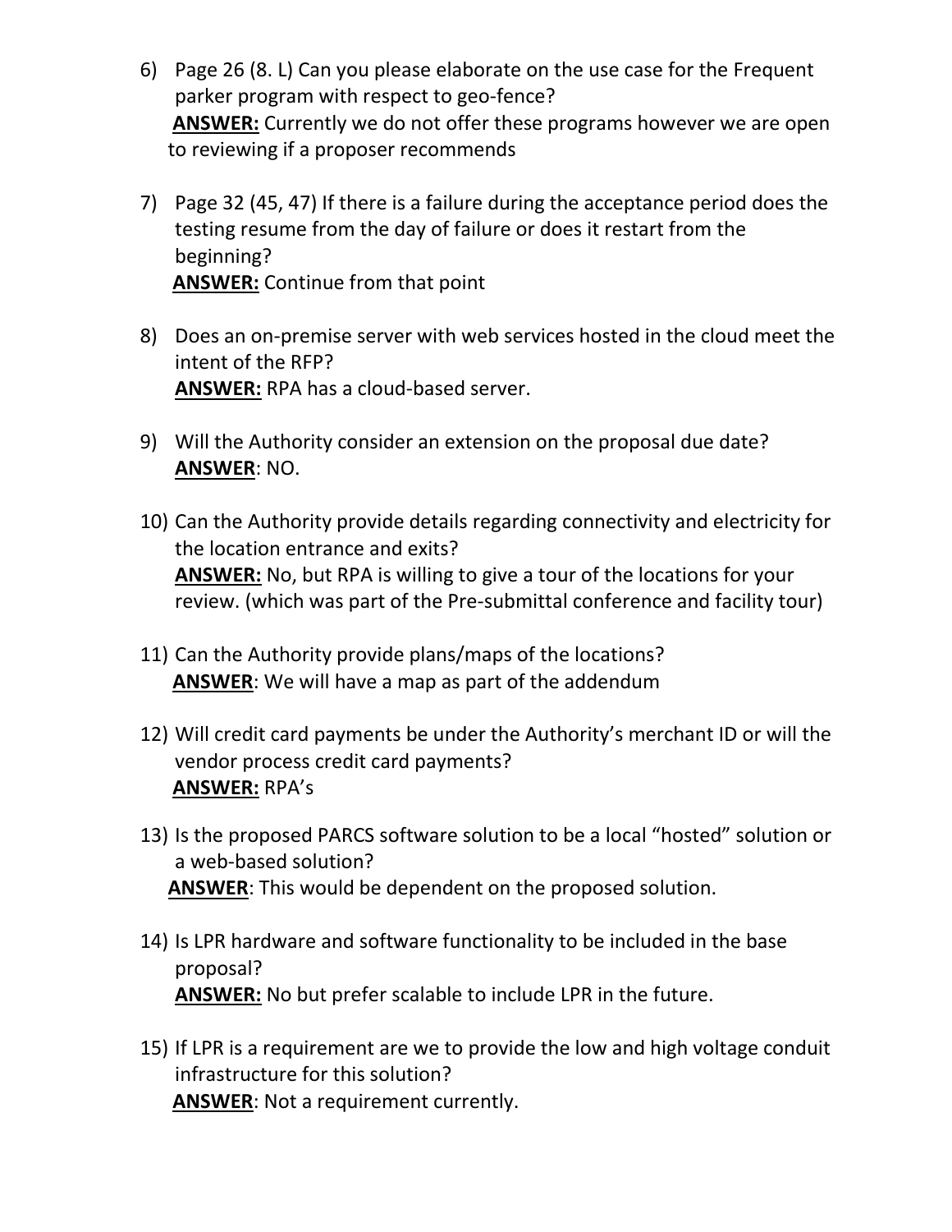6) Page 26 (8. L) Can you please elaborate on the use case for the Frequent parker program with respect to geo-fence?
   **ANSWER:** Currently we do not offer these programs however we are open to reviewing if a proposer recommends

7) Page 32 (45, 47) If there is a failure during the acceptance period does the testing resume from the day of failure or does it restart from the beginning?
   **ANSWER:** Continue from that point

8) Does an on-premise server with web services hosted in the cloud meet the intent of the RFP?
   **ANSWER:** RPA has a cloud-based server.

9) Will the Authority consider an extension on the proposal due date?
   **ANSWER**: NO.

10) Can the Authority provide details regarding connectivity and electricity for the location entrance and exits?
    **ANSWER:** No, but RPA is willing to give a tour of the locations for your review. (which was part of the Pre-submittal conference and facility tour)

11) Can the Authority provide plans/maps of the locations?
    **ANSWER**: We will have a map as part of the addendum

12) Will credit card payments be under the Authority's merchant ID or will the vendor process credit card payments?
    **ANSWER:** RPA's

13) Is the proposed PARCS software solution to be a local "hosted" solution or a web-based solution?
    **ANSWER**: This would be dependent on the proposed solution.

14) Is LPR hardware and software functionality to be included in the base proposal?
    **ANSWER:** No but prefer scalable to include LPR in the future.

15) If LPR is a requirement are we to provide the low and high voltage conduit infrastructure for this solution?
    **ANSWER**: Not a requirement currently.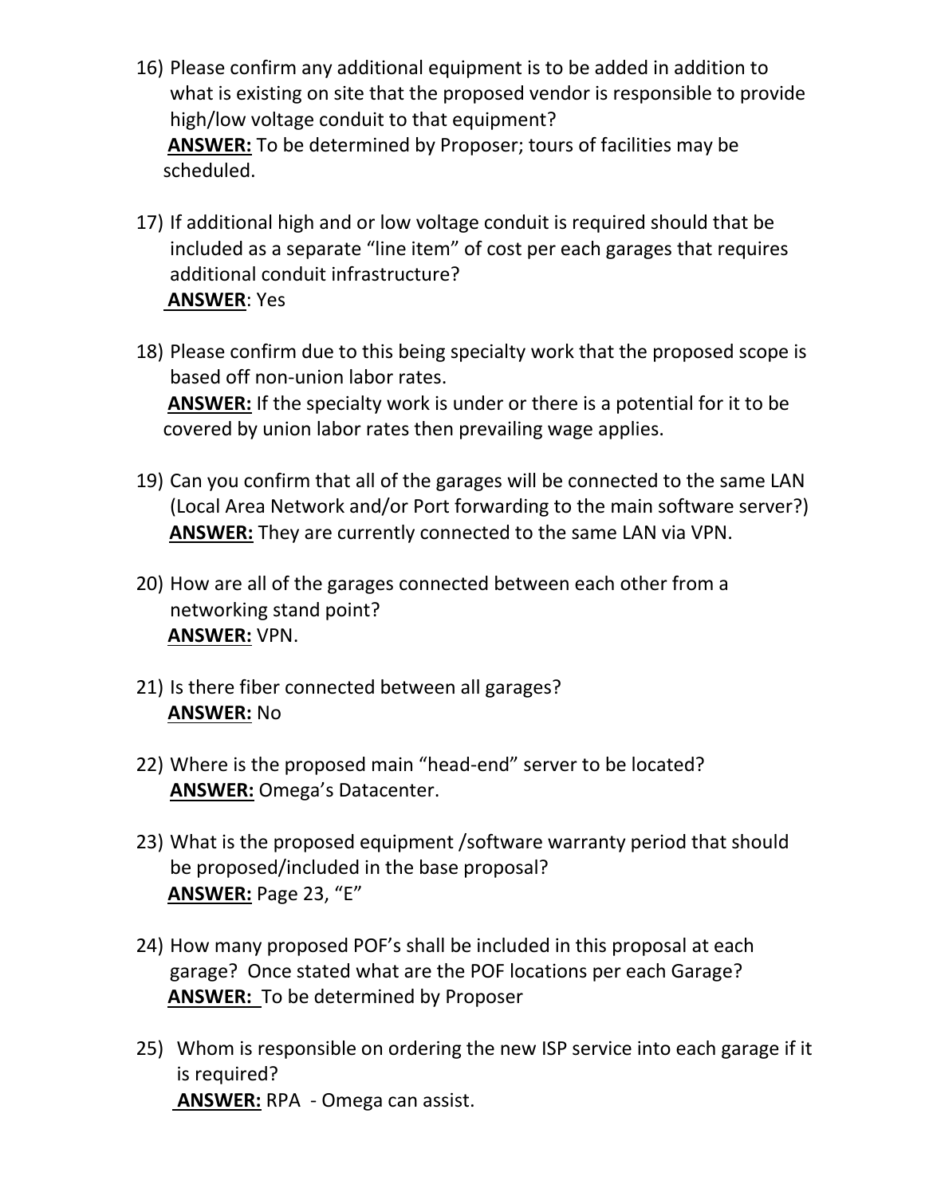16) Please confirm any additional equipment is to be added in addition to what is existing on site that the proposed vendor is responsible to provide high/low voltage conduit to that equipment?
**ANSWER:** To be determined by Proposer; tours of facilities may be scheduled.

17) If additional high and or low voltage conduit is required should that be included as a separate "line item" of cost per each garages that requires additional conduit infrastructure?
**ANSWER**: Yes

18) Please confirm due to this being specialty work that the proposed scope is based off non-union labor rates.
**ANSWER:** If the specialty work is under or there is a potential for it to be covered by union labor rates then prevailing wage applies.

19) Can you confirm that all of the garages will be connected to the same LAN (Local Area Network and/or Port forwarding to the main software server?)
**ANSWER:** They are currently connected to the same LAN via VPN.

20) How are all of the garages connected between each other from a networking stand point?
**ANSWER:** VPN.

21) Is there fiber connected between all garages?
**ANSWER:** No

22) Where is the proposed main "head-end" server to be located?
**ANSWER:** Omega's Datacenter.

23) What is the proposed equipment /software warranty period that should be proposed/included in the base proposal?
**ANSWER:** Page 23, "E"

24) How many proposed POF's shall be included in this proposal at each garage? Once stated what are the POF locations per each Garage?
**ANSWER:** To be determined by Proposer

25) Whom is responsible on ordering the new ISP service into each garage if it is required?
**ANSWER:** RPA - Omega can assist.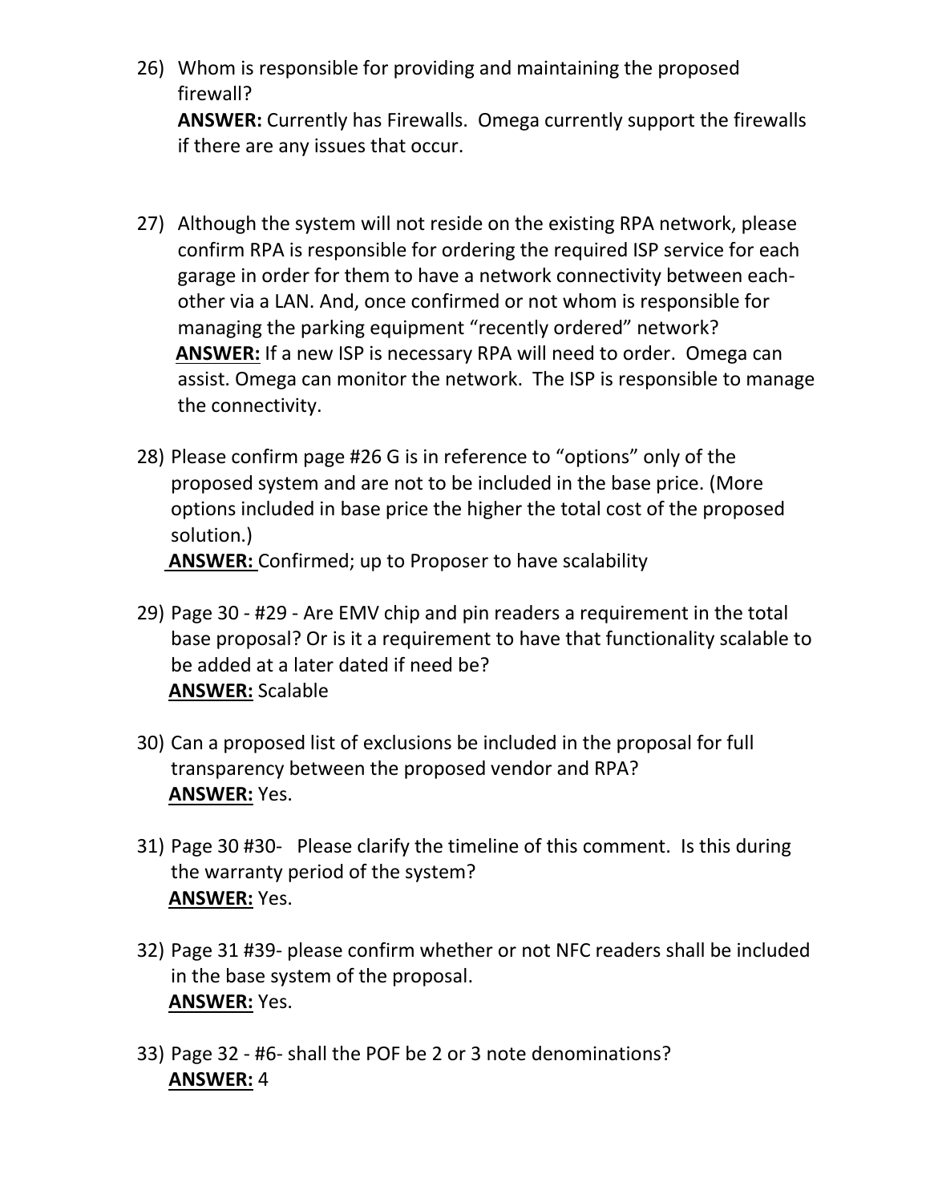26) Whom is responsible for providing and maintaining the proposed firewall?
    **ANSWER:** Currently has Firewalls. Omega currently support the firewalls if there are any issues that occur.

27) Although the system will not reside on the existing RPA network, please confirm RPA is responsible for ordering the required ISP service for each garage in order for them to have a network connectivity between each-other via a LAN. And, once confirmed or not whom is responsible for managing the parking equipment "recently ordered" network?
    **<u>ANSWER:</u>** If a new ISP is necessary RPA will need to order. Omega can assist. Omega can monitor the network. The ISP is responsible to manage the connectivity.

28) Please confirm page #26 G is in reference to "options" only of the proposed system and are not to be included in the base price. (More options included in base price the higher the total cost of the proposed solution.)
    **<u>ANSWER:</u>** Confirmed; up to Proposer to have scalability

29) Page 30 - #29 - Are EMV chip and pin readers a requirement in the total base proposal? Or is it a requirement to have that functionality scalable to be added at a later dated if need be?
    **<u>ANSWER:</u>** Scalable

30) Can a proposed list of exclusions be included in the proposal for full transparency between the proposed vendor and RPA?
    **<u>ANSWER:</u>** Yes.

31) Page 30 #30- Please clarify the timeline of this comment. Is this during the warranty period of the system?
    **<u>ANSWER:</u>** Yes.

32) Page 31 #39- please confirm whether or not NFC readers shall be included in the base system of the proposal.
    **<u>ANSWER:</u>** Yes.

33) Page 32 - #6- shall the POF be 2 or 3 note denominations?
    **<u>ANSWER:</u>** 4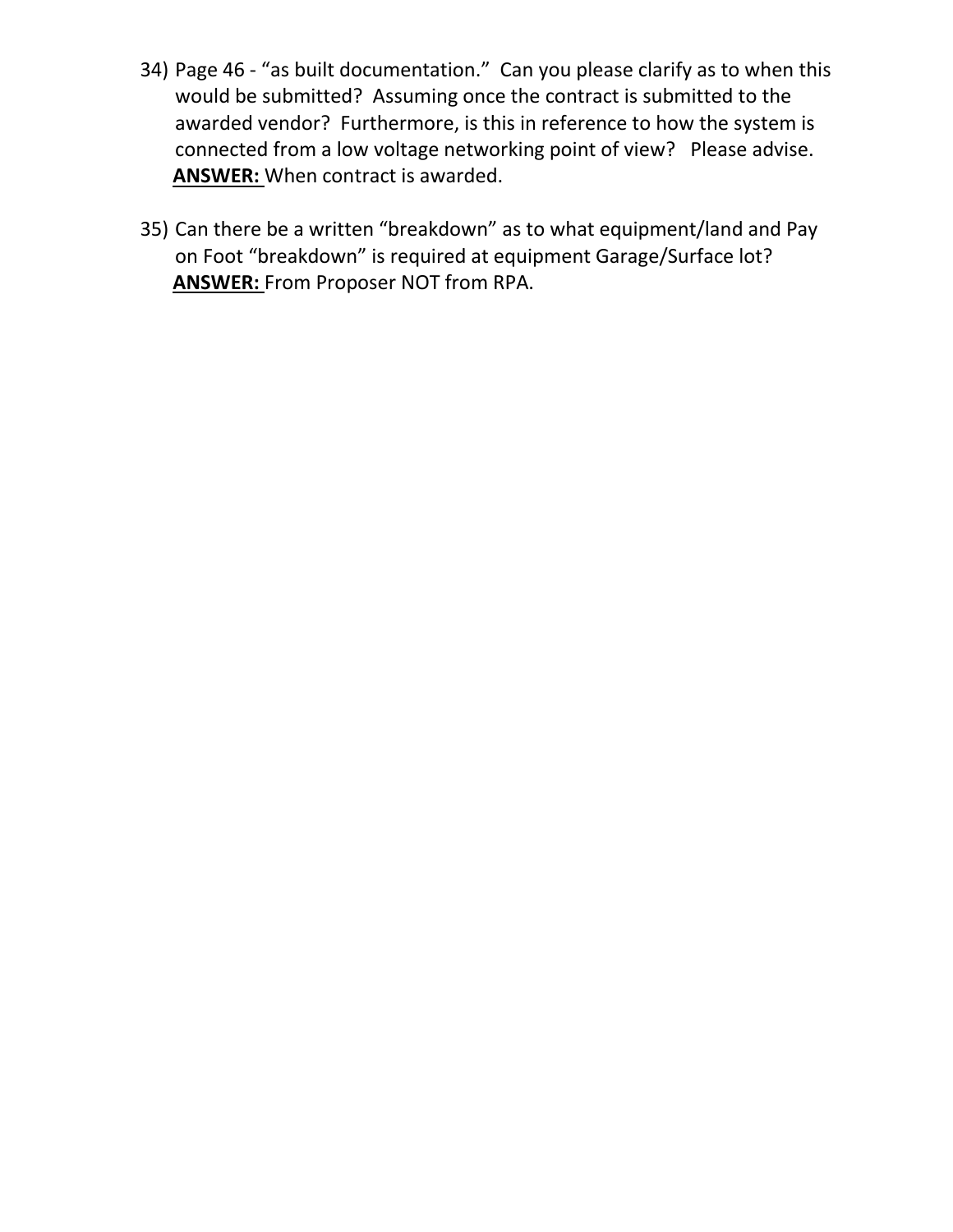34) Page 46 - “as built documentation.” Can you please clarify as to when this would be submitted? Assuming once the contract is submitted to the awarded vendor? Furthermore, is this in reference to how the system is connected from a low voltage networking point of view? Please advise.
**ANSWER:** When contract is awarded.

35) Can there be a written “breakdown” as to what equipment/land and Pay on Foot “breakdown” is required at equipment Garage/Surface lot?
**ANSWER:** From Proposer NOT from RPA.